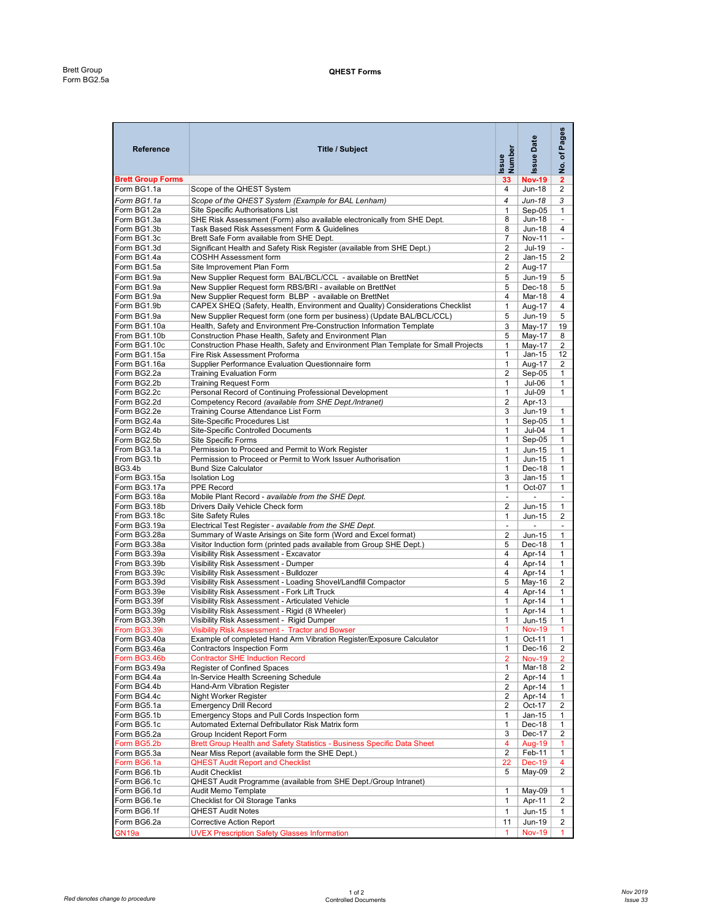Brett Group
Form BG2.5a

**QHEST Forms**

| Reference | Title / Subject | Issue Number | Issue Date | No. of Pages |
|---|---|---|---|---|
| **Brett Group Forms** | | **33** | **Nov-19** | **2** |
| Form BG1.1a | Scope of the QHEST System | 4 | Jun-18 | 2 |
| *Form BG1.1a* | *Scope of the QHEST System (Example for BAL Lenham)* | *4* | *Jun-18* | *3* |
| Form BG1.2a | Site Specific Authorisations List | 1 | Sep-05 | 1 |
| Form BG1.3a | SHE Risk Assessment (Form) also available electronically from SHE Dept. | 8 | Jun-18 | - |
| Form BG1.3b | Task Based Risk Assessment Form & Guidelines | 8 | Jun-18 | 4 |
| Form BG1.3c | Brett Safe Form available from SHE Dept. | 7 | Nov-11 | - |
| Form BG1.3d | Significant Health and Safety Risk Register (available from SHE Dept.) | 2 | Jul-19 | - |
| Form BG1.4a | COSHH Assessment form | 2 | Jan-15 | 2 |
| Form BG1.5a | Site Improvement Plan Form | 2 | Aug-17 | |
| Form BG1.9a | New Supplier Request form BAL/BCL/CCL - available on BrettNet | 5 | Jun-19 | 5 |
| Form BG1.9a | New Supplier Request form RBS/BRI - available on BrettNet | 5 | Dec-18 | 5 |
| Form BG1.9a | New Supplier Request form BLBP - available on BrettNet | 4 | Mar-18 | 4 |
| Form BG1.9b | CAPEX SHEQ (Safety, Health, Environment and Quality) Considerations Checklist | 1 | Aug-17 | 4 |
| Form BG1.9a | New Supplier Request form (one form per business) (Update BAL/BCL/CCL) | 5 | Jun-19 | 5 |
| Form BG1.10a | Health, Safety and Environment Pre-Construction Information Template | 3 | May-17 | 19 |
| From BG1.10b | Construction Phase Health, Safety and Environment Plan | 5 | May-17 | 8 |
| From BG1.10c | Construction Phase Health, Safety and Environment Plan Template for Small Projects | 1 | May-17 | 2 |
| Form BG1.15a | Fire Risk Assessment Proforma | 1 | Jan-15 | 12 |
| Form BG1.16a | Supplier Performance Evaluation Questionnaire form | 1 | Aug-17 | 2 |
| Form BG2.2a | Training Evaluation Form | 2 | Sep-05 | 1 |
| Form BG2.2b | Training Request Form | 1 | Jul-06 | 1 |
| Form BG2.2c | Personal Record of Continuing Professional Development | 1 | Jul-09 | 1 |
| Form BG2.2d | Competency Record *(available from SHE Dept./Intranet)* | 2 | Apr-13 | |
| Form BG2.2e | Training Course Attendance List Form | 3 | Jun-19 | 1 |
| Form BG2.4a | Site-Specific Procedures List | 1 | Sep-05 | 1 |
| Form BG2.4b | Site-Specific Controlled Documents | 1 | Jul-04 | 1 |
| Form BG2.5b | Site Specific Forms | 1 | Sep-05 | 1 |
| From BG3.1a | Permission to Proceed and Permit to Work Register | 1 | Jun-15 | 1 |
| From BG3.1b | Permission to Proceed or Permit to Work Issuer Authorisation | 1 | Jun-15 | 1 |
| BG3.4b | Bund Size Calculator | 1 | Dec-18 | 1 |
| Form BG3.15a | Isolation Log | 3 | Jan-15 | 1 |
| Form BG3.17a | PPE Record | 1 | Oct-07 | 1 |
| Form BG3.18a | Mobile Plant Record - *available from the SHE Dept.* | - | - | - |
| Form BG3.18b | Drivers Daily Vehicle Check form | 2 | Jun-15 | 1 |
| From BG3.18c | Site Safety Rules | 1 | Jun-15 | 2 |
| Form BG3.19a | Electrical Test Register - *available from the SHE Dept.* | - | - | - |
| Form BG3.28a | Summary of Waste Arisings on Site form (Word and Excel format) | 2 | Jun-15 | 1 |
| Form BG3.38a | Visitor Induction form (printed pads available from Group SHE Dept.) | 5 | Dec-18 | 1 |
| Form BG3.39a | Visibility Risk Assessment - Excavator | 4 | Apr-14 | 1 |
| From BG3.39b | Visibility Risk Assessment - Dumper | 4 | Apr-14 | 1 |
| Form BG3.39c | Visibility Risk Assessment - Bulldozer | 4 | Apr-14 | 1 |
| Form BG3.39d | Visibility Risk Assessment - Loading Shovel/Landfill Compactor | 5 | May-16 | 2 |
| Form BG3.39e | Visibility Risk Assessment - Fork Lift Truck | 4 | Apr-14 | 1 |
| Form BG3.39f | Visibility Risk Assessment - Articulated Vehicle | 1 | Apr-14 | 1 |
| From BG3.39g | Visibility Risk Assessment - Rigid (8 Wheeler) | 1 | Apr-14 | 1 |
| From BG3.39h | Visibility Risk Assessment - Rigid Dumper | 1 | Jun-15 | 1 |
| From BG3.39i | Visibility Risk Assessment - Tractor and Bowser | 1 | Nov-19 | 1 |
| Form BG3.40a | Example of completed Hand Arm Vibration Register/Exposure Calculator | 1 | Oct-11 | 1 |
| Form BG3.46a | Contractors Inspection Form | 1 | Dec-16 | 2 |
| Form BG3.46b | Contractor SHE Induction Record | 2 | Nov-19 | 2 |
| Form BG3.49a | Register of Confined Spaces | 1 | Mar-18 | 2 |
| Form BG4.4a | In-Service Health Screening Schedule | 2 | Apr-14 | 1 |
| Form BG4.4b | Hand-Arm Vibration Register | 2 | Apr-14 | 1 |
| Form BG4.4c | Night Worker Register | 2 | Apr-14 | 1 |
| Form BG5.1a | Emergency Drill Record | 2 | Oct-17 | 2 |
| Form BG5.1b | Emergency Stops and Pull Cords Inspection form | 1 | Jan-15 | 1 |
| Form BG5.1c | Automated External Defibrullator Risk Matrix form | 1 | Dec-18 | 1 |
| Form BG5.2a | Group Incident Report Form | 3 | Dec-17 | 2 |
| Form BG5.2b | Brett Group Health and Safety Statistics - Business Specific Data Sheet | 4 | Aug-19 | 1 |
| Form BG5.3a | Near Miss Report (available form the SHE Dept.) | 2 | Feb-11 | 1 |
| Form BG6.1a | QHEST Audit Report and Checklist | 22 | Dec-19 | 4 |
| Form BG6.1b | Audit Checklist | 5 | May-09 | 2 |
| Form BG6.1c | QHEST Audit Programme (available from SHE Dept./Group Intranet) | | | |
| Form BG6.1d | Audit Memo Template | 1 | May-09 | 1 |
| Form BG6.1e | Checklist for Oil Storage Tanks | 1 | Apr-11 | 2 |
| Form BG6.1f | QHEST Audit Notes | 1 | Jun-15 | 1 |
| Form BG6.2a | Corrective Action Report | 11 | Jun-19 | 2 |
| GN19a | UVEX Prescription Safety Glasses Information | 1 | Nov-19 | 1 |

*Red denotes change to procedure*

Controlled Documents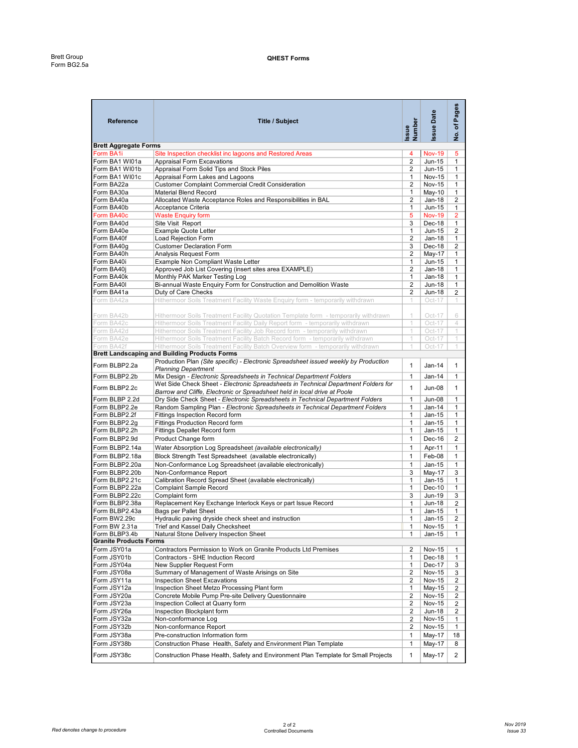Brett Group
Form BG2.5a

**QHEST Forms**

| Reference | Title / Subject | Issue Number | Issue Date | No. of Pages |
|---|---|---|---|---|
| **Brett Aggregate Forms** | | | | |
| Form BA1i | Site Inspection checklist inc lagoons and Restored Areas | 4 | Nov-19 | 5 |
| Form BA1 WI01a | Appraisal Form Excavations | 2 | Jun-15 | 1 |
| Form BA1 WI01b | Appraisal Form Solid Tips and Stock Piles | 2 | Jun-15 | 1 |
| Form BA1 WI01c | Appraisal Form Lakes and Lagoons | 1 | Nov-15 | 1 |
| Form BA22a | Customer Complaint Commercial Credit Consideration | 2 | Nov-15 | 1 |
| Form BA30a | Material Blend Record | 1 | May-10 | 1 |
| Form BA40a | Allocated Waste Acceptance Roles and Responsibilities in BAL | 2 | Jan-18 | 2 |
| Form BA40b | Acceptance Criteria | 1 | Jun-15 | 1 |
| Form BA40c | Waste Enquiry form | 5 | Nov-19 | 2 |
| Form BA40d | Site Visit Report | 3 | Dec-18 | 1 |
| Form BA40e | Example Quote Letter | 1 | Jun-15 | 2 |
| Form BA40f | Load Rejection Form | 2 | Jan-18 | 1 |
| Form BA40g | Customer Declaration Form | 3 | Dec-18 | 2 |
| Form BA40h | Analysis Request Form | 2 | May-17 | 1 |
| Form BA40i | Example Non Compliant Waste Letter | 1 | Jun-15 | 1 |
| Form BA40j | Approved Job List Covering (insert sites area EXAMPLE) | 2 | Jan-18 | 1 |
| Form BA40k | Monthly PAK Marker Testing Log | 1 | Jan-18 | 1 |
| Form BA40l | Bi-annual Waste Enquiry Form for Construction and Demolition Waste | 2 | Jun-18 | 1 |
| Form BA41a | Duty of Care Checks | 2 | Jun-18 | 2 |
| Form BA42a | Hithermoor Soils Treatment Facility Waste Enquiry form - temporarily withdrawn | 1 | Oct-17 | 1 |
| Form BA42b | Hithermoor Soils Treatment Facility Quotation Template form - temporarily withdrawn | 1 | Oct-17 | 6 |
| Form BA42c | Hithermoor Soils Treatment Facility Daily Report form - temporarily withdrawn | 1 | Oct-17 | 4 |
| Form BA42d | Hithermoor Soils Treatment Facility Job Record form - temporarily withdrawn | 1 | Oct-17 | 1 |
| Form BA42e | Hithermoor Soils Treatment Facility Batch Record form - temporarily withdrawn | 1 | Oct-17 | 1 |
| Form BA42f | Hithermoor Soils Treatment Facility Batch Overview form - temporarily withdrawn | 1 | Oct-17 | 1 |
| **Brett Landscaping and Building Products Forms** | | | | |
| Form BLBP2.2a | Production Plan *(Site specific) - Electronic Spreadsheet issued weekly by Production Planning Department* | 1 | Jan-14 | 1 |
| Form BLBP2.2b | Mix Design - *Electronic Spreadsheets in Technical Department Folders* | 1 | Jan-14 | 1 |
| Form BLBP2.2c | Wet Side Check Sheet - *Electronic Spreadsheets in Technical Department Folders for Barrow and Cliffe, Electronic or Spreadsheet held in local drive at Poole* | 1 | Jun-08 | 1 |
| Form BLBP 2.2d | Dry Side Check Sheet - *Electronic Spreadsheets in Technical Department Folders* | 1 | Jun-08 | 1 |
| Form BLBP2.2e | Random Sampling Plan - *Electronic Spreadsheets in Technical Department Folders* | 1 | Jan-14 | 1 |
| Form BLBP2.2f | Fittings Inspection Record form | 1 | Jan-15 | 1 |
| Form BLBP2.2g | Fittings Production Record form | 1 | Jan-15 | 1 |
| Form BLBP2.2h | Fittings Depallet Record form | 1 | Jan-15 | 1 |
| Form BLBP2.9d | Product Change form | 1 | Dec-16 | 2 |
| Form BLBP2.14a | Water Absorption Log Spreadsheet *(available electronically)* | 1 | Apr-11 | 1 |
| Form BLBP2.18a | Block Strength Test Spreadsheet (available electronically) | 1 | Feb-08 | 1 |
| Form BLBP2.20a | Non-Conformance Log Spreadsheet (available electronically) | 1 | Jan-15 | 1 |
| Form BLBP2.20b | Non-Conformance Report | 3 | May-17 | 3 |
| Form BLBP2.21c | Calibration Record Spread Sheet (available electronically) | 1 | Jan-15 | 1 |
| Form BLBP2.22a | Complaint Sample Record | 1 | Dec-10 | 1 |
| Form BLBP2.22c | Complaint form | 3 | Jun-19 | 3 |
| Form BLBP2.38a | Replacement Key Exchange Interlock Keys or part Issue Record | 1 | Jun-18 | 2 |
| Form BLBP2.43a | Bags per Pallet Sheet | 1 | Jan-15 | 1 |
| Form BW2.29c | Hydraulic paving dryside check sheet and instruction | 1 | Jan-15 | 2 |
| Form BW 2.31a | Trief and Kassel Daily Checksheet | 1 | Nov-15 | 1 |
| Form BLBP3.4b | Natural Stone Delivery Inspection Sheet | 1 | Jan-15 | 1 |
| **Granite Products Forms** | | | | |
| Form JSY01a | Contractors Permission to Work on Granite Products Ltd Premises | 2 | Nov-15 | 1 |
| Form JSY01b | Contractors - SHE Induction Record | 1 | Dec-18 | 1 |
| Form JSY04a | New Supplier Request Form | 1 | Dec-17 | 3 |
| Form JSY08a | Summary of Management of Waste Arisings on Site | 2 | Nov-15 | 3 |
| Form JSY11a | Inspection Sheet Excavations | 2 | Nov-15 | 2 |
| Form JSY12a | Inspection Sheet Metzo Processing Plant form | 1 | May-15 | 2 |
| Form JSY20a | Concrete Mobile Pump Pre-site Delivery Questionnaire | 2 | Nov-15 | 2 |
| Form JSY23a | Inspection Collect at Quarry form | 2 | Nov-15 | 2 |
| Form JSY26a | Inspection Blockplant form | 2 | Jun-18 | 2 |
| Form JSY32a | Non-conformance Log | 2 | Nov-15 | 1 |
| Form JSY32b | Non-conformance Report | 2 | Nov-15 | 1 |
| Form JSY38a | Pre-construction Information form | 1 | May-17 | 18 |
| Form JSY38b | Construction Phase Health, Safety and Environment Plan Template | 1 | May-17 | 8 |
| Form JSY38c | Construction Phase Health, Safety and Environment Plan Template for Small Projects | 1 | May-17 | 2 |

*Red denotes change to procedure*

Controlled Documents

*Nov 2019*
*Issue 33*